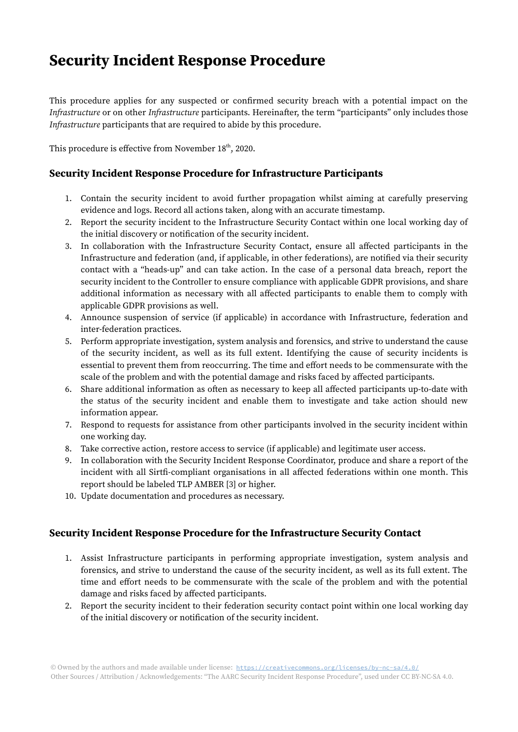# Security Incident Response Procedure

This procedure applies for any suspected or confirmed security breach with a potential impact on the *Infrastructure* or on other *Infrastructure* participants. Hereinafter, the term "participants" only includes those *Infrastructure* participants that are required to abide by this procedure.

This procedure is effective from November 18th, 2020.

## Security Incident Response Procedure for Infrastructure Participants

1. Contain the security incident to avoid further propagation whilst aiming at carefully preserving evidence and logs. Record all actions taken, along with an accurate timestamp.
2. Report the security incident to the Infrastructure Security Contact within one local working day of the initial discovery or notification of the security incident.
3. In collaboration with the Infrastructure Security Contact, ensure all affected participants in the Infrastructure and federation (and, if applicable, in other federations), are notified via their security contact with a "heads-up" and can take action. In the case of a personal data breach, report the security incident to the Controller to ensure compliance with applicable GDPR provisions, and share additional information as necessary with all affected participants to enable them to comply with applicable GDPR provisions as well.
4. Announce suspension of service (if applicable) in accordance with Infrastructure, federation and inter-federation practices.
5. Perform appropriate investigation, system analysis and forensics, and strive to understand the cause of the security incident, as well as its full extent. Identifying the cause of security incidents is essential to prevent them from reoccurring. The time and effort needs to be commensurate with the scale of the problem and with the potential damage and risks faced by affected participants.
6. Share additional information as often as necessary to keep all affected participants up-to-date with the status of the security incident and enable them to investigate and take action should new information appear.
7. Respond to requests for assistance from other participants involved in the security incident within one working day.
8. Take corrective action, restore access to service (if applicable) and legitimate user access.
9. In collaboration with the Security Incident Response Coordinator, produce and share a report of the incident with all Sirtfi-compliant organisations in all affected federations within one month. This report should be labeled TLP AMBER [3] or higher.
10. Update documentation and procedures as necessary.

## Security Incident Response Procedure for the Infrastructure Security Contact

1. Assist Infrastructure participants in performing appropriate investigation, system analysis and forensics, and strive to understand the cause of the security incident, as well as its full extent. The time and effort needs to be commensurate with the scale of the problem and with the potential damage and risks faced by affected participants.
2. Report the security incident to their federation security contact point within one local working day of the initial discovery or notification of the security incident.

© Owned by the authors and made available under license: https://creativecommons.org/licenses/by-nc-sa/4.0/
Other Sources / Attribution / Acknowledgements: "The AARC Security Incident Response Procedure", used under CC BY-NC-SA 4.0.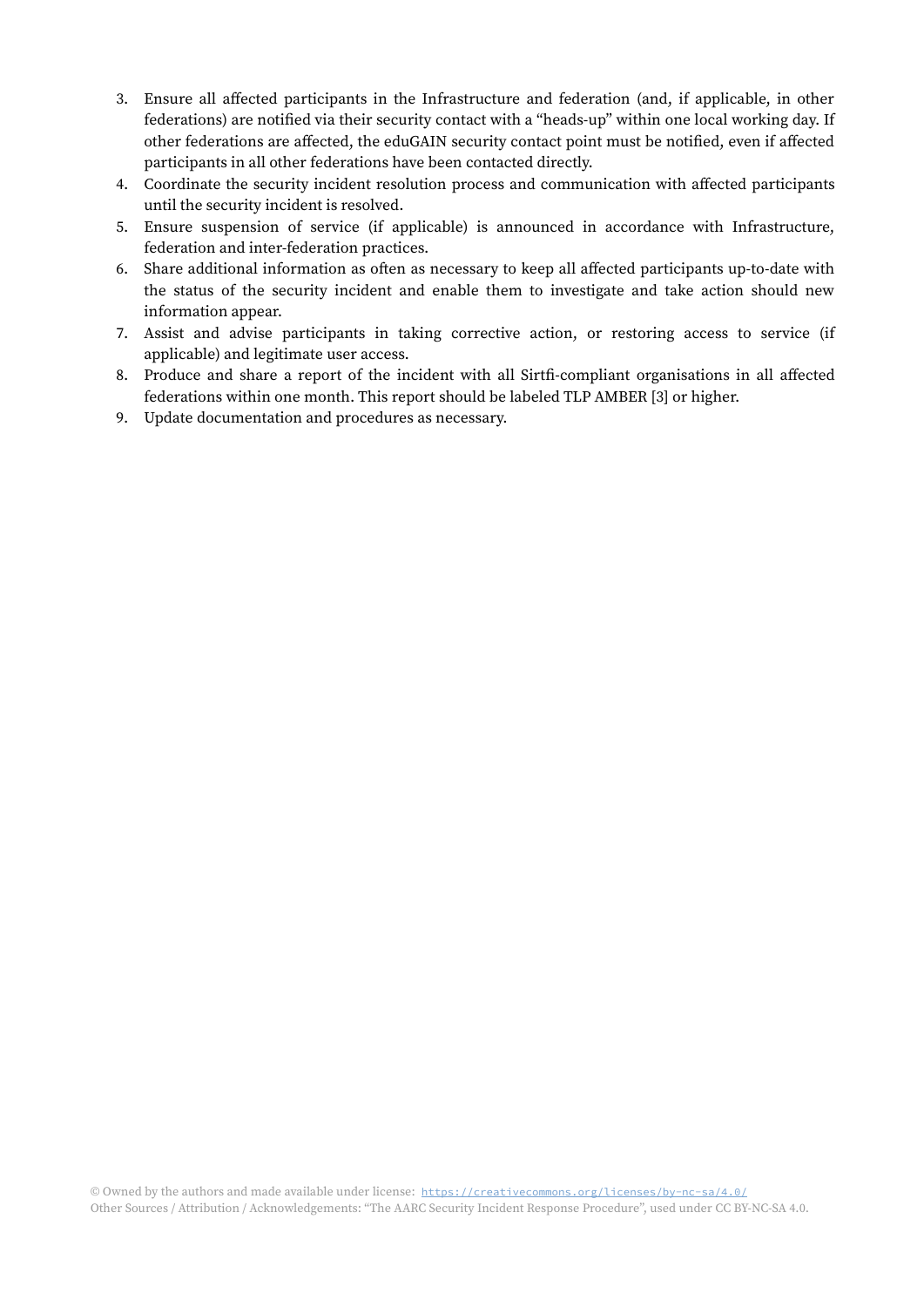3. Ensure all affected participants in the Infrastructure and federation (and, if applicable, in other federations) are notified via their security contact with a "heads-up" within one local working day. If other federations are affected, the eduGAIN security contact point must be notified, even if affected participants in all other federations have been contacted directly.
4. Coordinate the security incident resolution process and communication with affected participants until the security incident is resolved.
5. Ensure suspension of service (if applicable) is announced in accordance with Infrastructure, federation and inter-federation practices.
6. Share additional information as often as necessary to keep all affected participants up-to-date with the status of the security incident and enable them to investigate and take action should new information appear.
7. Assist and advise participants in taking corrective action, or restoring access to service (if applicable) and legitimate user access.
8. Produce and share a report of the incident with all Sirtfi-compliant organisations in all affected federations within one month. This report should be labeled TLP AMBER [3] or higher.
9. Update documentation and procedures as necessary.

© Owned by the authors and made available under license: https://creativecommons.org/licenses/by-nc-sa/4.0/
Other Sources / Attribution / Acknowledgements: "The AARC Security Incident Response Procedure", used under CC BY-NC-SA 4.0.